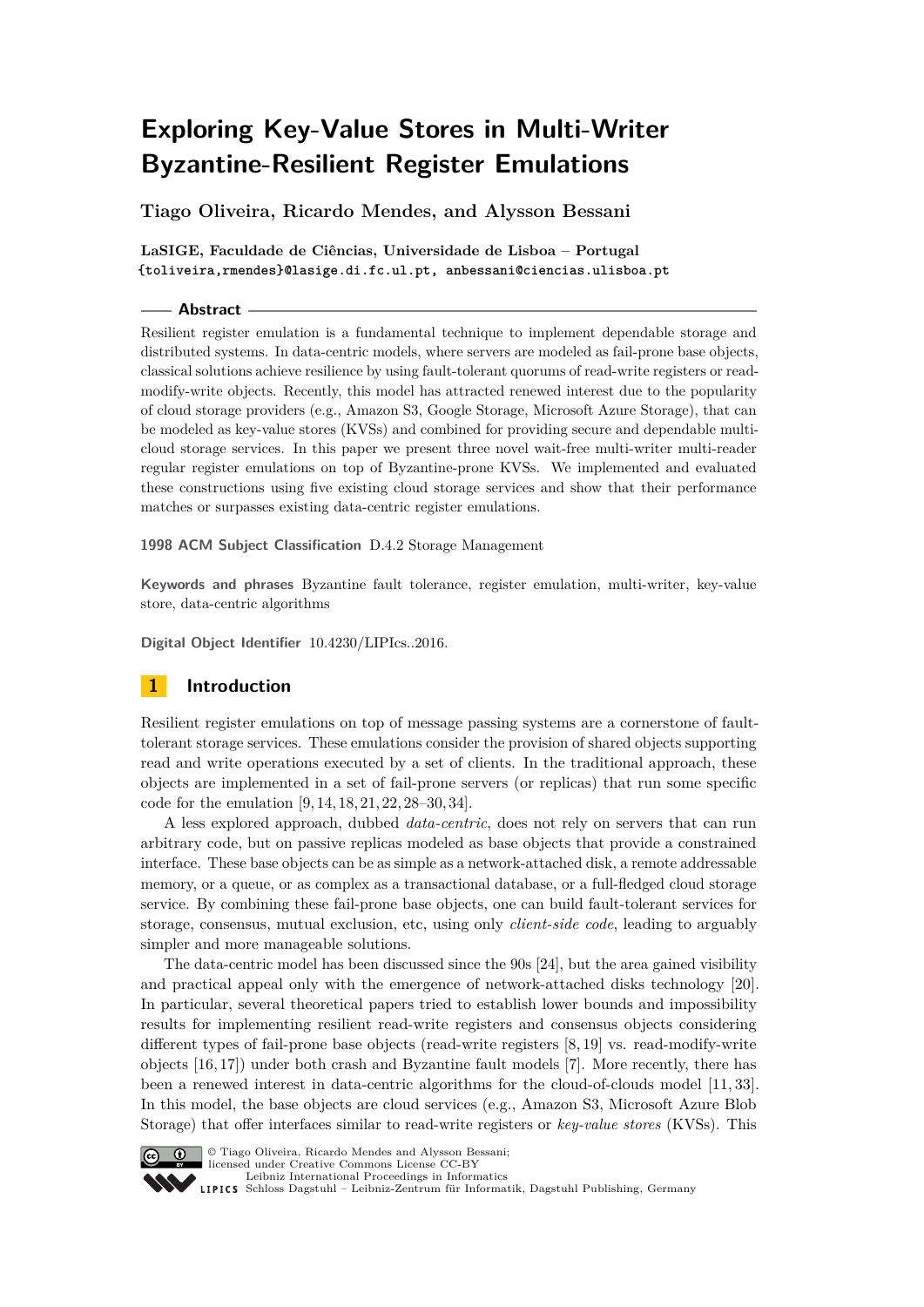# Exploring Key-Value Stores in Multi-Writer Byzantine-Resilient Register Emulations

**Tiago Oliveira, Ricardo Mendes, and Alysson Bessani**

**LaSIGE, Faculdade de Ciências, Universidade de Lisboa – Portugal**
{toliveira,rmendes}@lasige.di.fc.ul.pt, anbessani@ciencias.ulisboa.pt

## Abstract

Resilient register emulation is a fundamental technique to implement dependable storage and distributed systems. In data-centric models, where servers are modeled as fail-prone base objects, classical solutions achieve resilience by using fault-tolerant quorums of read-write registers or read-modify-write objects. Recently, this model has attracted renewed interest due to the popularity of cloud storage providers (e.g., Amazon S3, Google Storage, Microsoft Azure Storage), that can be modeled as key-value stores (KVSs) and combined for providing secure and dependable multi-cloud storage services. In this paper we present three novel wait-free multi-writer multi-reader regular register emulations on top of Byzantine-prone KVSs. We implemented and evaluated these constructions using five existing cloud storage services and show that their performance matches or surpasses existing data-centric register emulations.

**1998 ACM Subject Classification** D.4.2 Storage Management

**Keywords and phrases** Byzantine fault tolerance, register emulation, multi-writer, key-value store, data-centric algorithms

**Digital Object Identifier** 10.4230/LIPIcs..2016.

## 1 Introduction

Resilient register emulations on top of message passing systems are a cornerstone of fault-tolerant storage services. These emulations consider the provision of shared objects supporting read and write operations executed by a set of clients. In the traditional approach, these objects are implemented in a set of fail-prone servers (or replicas) that run some specific code for the emulation [9, 14, 18, 21, 22, 28–30, 34].

A less explored approach, dubbed *data-centric*, does not rely on servers that can run arbitrary code, but on passive replicas modeled as base objects that provide a constrained interface. These base objects can be as simple as a network-attached disk, a remote addressable memory, or a queue, or as complex as a transactional database, or a full-fledged cloud storage service. By combining these fail-prone base objects, one can build fault-tolerant services for storage, consensus, mutual exclusion, etc, using only *client-side code*, leading to arguably simpler and more manageable solutions.

The data-centric model has been discussed since the 90s [24], but the area gained visibility and practical appeal only with the emergence of network-attached disks technology [20]. In particular, several theoretical papers tried to establish lower bounds and impossibility results for implementing resilient read-write registers and consensus objects considering different types of fail-prone base objects (read-write registers [8, 19] vs. read-modify-write objects [16, 17]) under both crash and Byzantine fault models [7]. More recently, there has been a renewed interest in data-centric algorithms for the cloud-of-clouds model [11, 33]. In this model, the base objects are cloud services (e.g., Amazon S3, Microsoft Azure Blob Storage) that offer interfaces similar to read-write registers or *key-value stores* (KVSs). This

© Tiago Oliveira, Ricardo Mendes and Alysson Bessani;
licensed under Creative Commons License CC-BY
Leibniz International Proceedings in Informatics
Schloss Dagstuhl – Leibniz-Zentrum für Informatik, Dagstuhl Publishing, Germany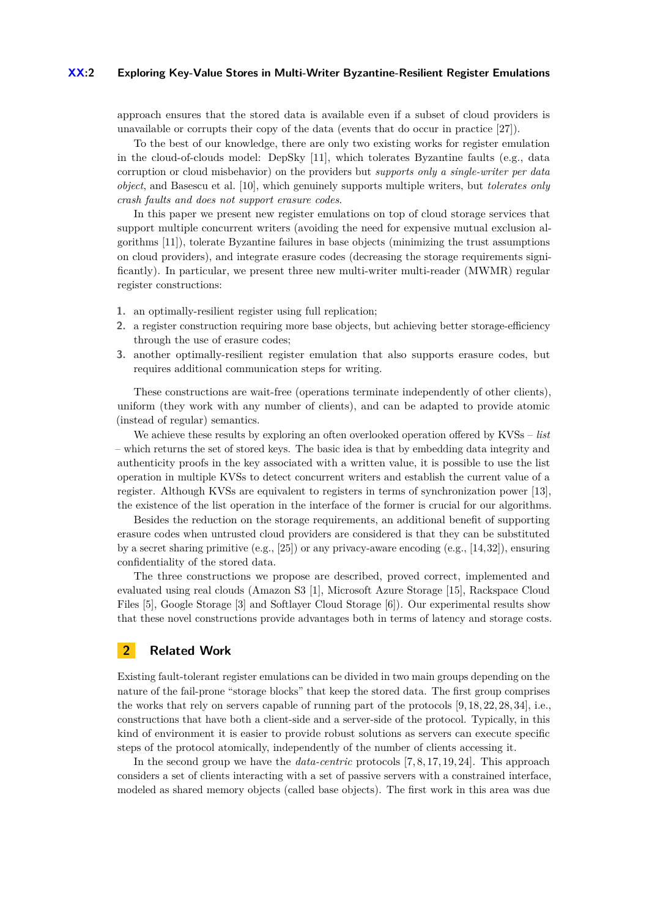approach ensures that the stored data is available even if a subset of cloud providers is unavailable or corrupts their copy of the data (events that do occur in practice [27]).

To the best of our knowledge, there are only two existing works for register emulation in the cloud-of-clouds model: DepSky [11], which tolerates Byzantine faults (e.g., data corruption or cloud misbehavior) on the providers but *supports only a single-writer per data object*, and Basescu et al. [10], which genuinely supports multiple writers, but *tolerates only crash faults and does not support erasure codes*.

In this paper we present new register emulations on top of cloud storage services that support multiple concurrent writers (avoiding the need for expensive mutual exclusion algorithms [11]), tolerate Byzantine failures in base objects (minimizing the trust assumptions on cloud providers), and integrate erasure codes (decreasing the storage requirements significantly). In particular, we present three new multi-writer multi-reader (MWMR) regular register constructions:

1. an optimally-resilient register using full replication;
2. a register construction requiring more base objects, but achieving better storage-efficiency through the use of erasure codes;
3. another optimally-resilient register emulation that also supports erasure codes, but requires additional communication steps for writing.

These constructions are wait-free (operations terminate independently of other clients), uniform (they work with any number of clients), and can be adapted to provide atomic (instead of regular) semantics.

We achieve these results by exploring an often overlooked operation offered by KVSs – *list* – which returns the set of stored keys. The basic idea is that by embedding data integrity and authenticity proofs in the key associated with a written value, it is possible to use the list operation in multiple KVSs to detect concurrent writers and establish the current value of a register. Although KVSs are equivalent to registers in terms of synchronization power [13], the existence of the list operation in the interface of the former is crucial for our algorithms.

Besides the reduction on the storage requirements, an additional benefit of supporting erasure codes when untrusted cloud providers are considered is that they can be substituted by a secret sharing primitive (e.g., [25]) or any privacy-aware encoding (e.g., [14, 32]), ensuring confidentiality of the stored data.

The three constructions we propose are described, proved correct, implemented and evaluated using real clouds (Amazon S3 [1], Microsoft Azure Storage [15], Rackspace Cloud Files [5], Google Storage [3] and Softlayer Cloud Storage [6]). Our experimental results show that these novel constructions provide advantages both in terms of latency and storage costs.

## 2 Related Work

Existing fault-tolerant register emulations can be divided in two main groups depending on the nature of the fail-prone "storage blocks" that keep the stored data. The first group comprises the works that rely on servers capable of running part of the protocols [9, 18, 22, 28, 34], i.e., constructions that have both a client-side and a server-side of the protocol. Typically, in this kind of environment it is easier to provide robust solutions as servers can execute specific steps of the protocol atomically, independently of the number of clients accessing it.

In the second group we have the *data-centric* protocols [7, 8, 17, 19, 24]. This approach considers a set of clients interacting with a set of passive servers with a constrained interface, modeled as shared memory objects (called base objects). The first work in this area was due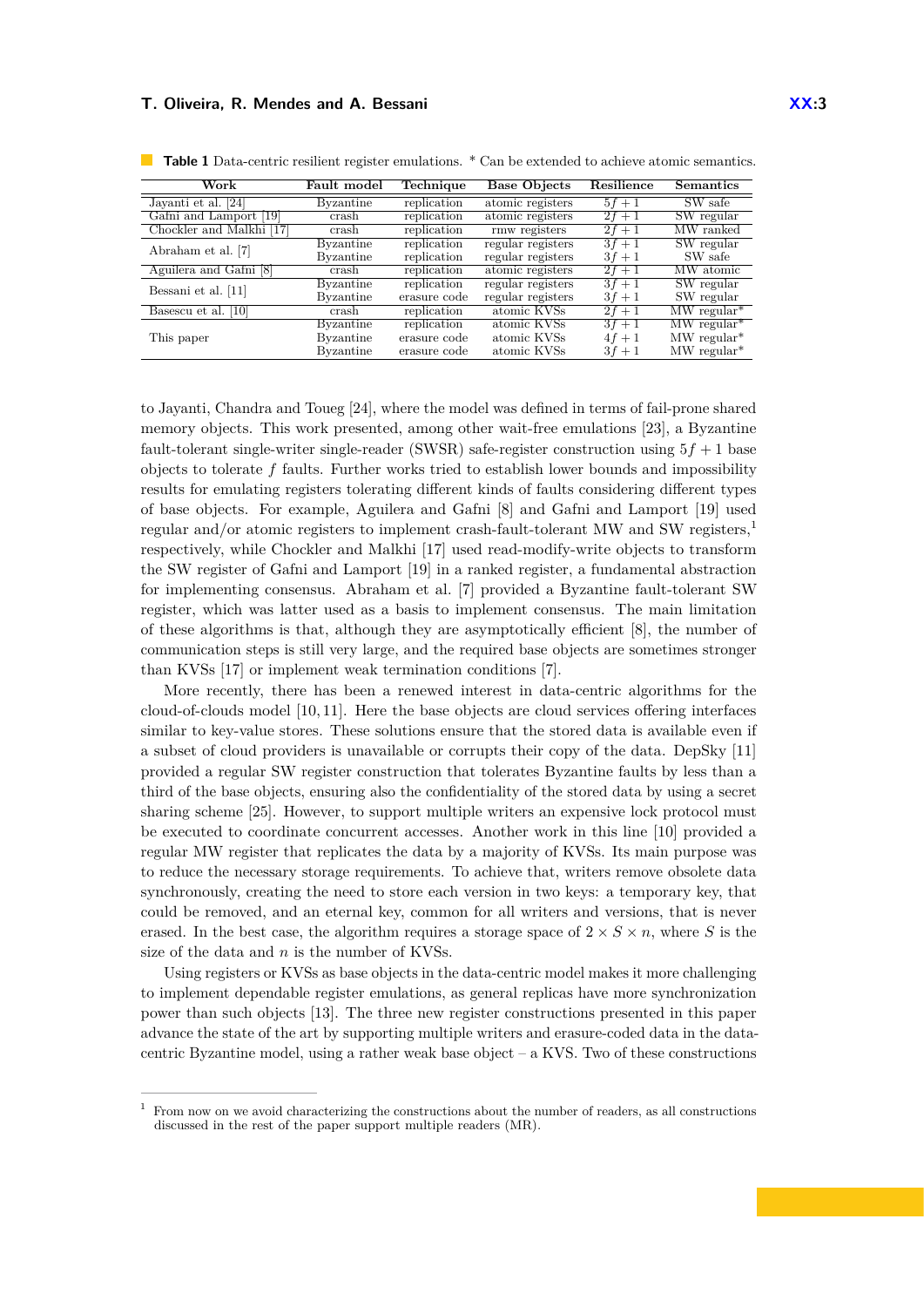**Table 1** Data-centric resilient register emulations. * Can be extended to achieve atomic semantics.

| Work | Fault model | Technique | Base Objects | Resilience | Semantics |
|---|---|---|---|---|---|
| Jayanti et al. [24] | Byzantine | replication | atomic registers | $5f+1$ | SW safe |
| Gafni and Lamport [19] | crash | replication | atomic registers | $2f+1$ | SW regular |
| Chockler and Malkhi [17] | crash | replication | rmw registers | $2f+1$ | MW ranked |
| Abraham et al. [7] | Byzantine | replication | regular registers | $3f+1$ | SW regular |
| | Byzantine | replication | regular registers | $3f+1$ | SW safe |
| Aguilera and Gafni [8] | crash | replication | atomic registers | $2f+1$ | MW atomic |
| Bessani et al. [11] | Byzantine | replication | regular registers | $3f+1$ | SW regular |
| | Byzantine | erasure code | regular registers | $3f+1$ | SW regular |
| Basescu et al. [10] | crash | replication | atomic KVSs | $2f+1$ | MW regular* |
| This paper | Byzantine | replication | atomic KVSs | $3f+1$ | MW regular* |
| | Byzantine | erasure code | atomic KVSs | $4f+1$ | MW regular* |
| | Byzantine | erasure code | atomic KVSs | $3f+1$ | MW regular* |

to Jayanti, Chandra and Toueg [24], where the model was defined in terms of fail-prone shared memory objects. This work presented, among other wait-free emulations [23], a Byzantine fault-tolerant single-writer single-reader (SWSR) safe-register construction using $5f+1$ base objects to tolerate $f$ faults. Further works tried to establish lower bounds and impossibility results for emulating registers tolerating different kinds of faults considering different types of base objects. For example, Aguilera and Gafni [8] and Gafni and Lamport [19] used regular and/or atomic registers to implement crash-fault-tolerant MW and SW registers,[1] respectively, while Chockler and Malkhi [17] used read-modify-write objects to transform the SW register of Gafni and Lamport [19] in a ranked register, a fundamental abstraction for implementing consensus. Abraham et al. [7] provided a Byzantine fault-tolerant SW register, which was latter used as a basis to implement consensus. The main limitation of these algorithms is that, although they are asymptotically efficient [8], the number of communication steps is still very large, and the required base objects are sometimes stronger than KVSs [17] or implement weak termination conditions [7].

More recently, there has been a renewed interest in data-centric algorithms for the cloud-of-clouds model [10, 11]. Here the base objects are cloud services offering interfaces similar to key-value stores. These solutions ensure that the stored data is available even if a subset of cloud providers is unavailable or corrupts their copy of the data. DepSky [11] provided a regular SW register construction that tolerates Byzantine faults by less than a third of the base objects, ensuring also the confidentiality of the stored data by using a secret sharing scheme [25]. However, to support multiple writers an expensive lock protocol must be executed to coordinate concurrent accesses. Another work in this line [10] provided a regular MW register that replicates the data by a majority of KVSs. Its main purpose was to reduce the necessary storage requirements. To achieve that, writers remove obsolete data synchronously, creating the need to store each version in two keys: a temporary key, that could be removed, and an eternal key, common for all writers and versions, that is never erased. In the best case, the algorithm requires a storage space of $2 \times S \times n$, where $S$ is the size of the data and $n$ is the number of KVSs.

Using registers or KVSs as base objects in the data-centric model makes it more challenging to implement dependable register emulations, as general replicas have more synchronization power than such objects [13]. The three new register constructions presented in this paper advance the state of the art by supporting multiple writers and erasure-coded data in the data-centric Byzantine model, using a rather weak base object – a KVS. Two of these constructions

[1] From now on we avoid characterizing the constructions about the number of readers, as all constructions discussed in the rest of the paper support multiple readers (MR).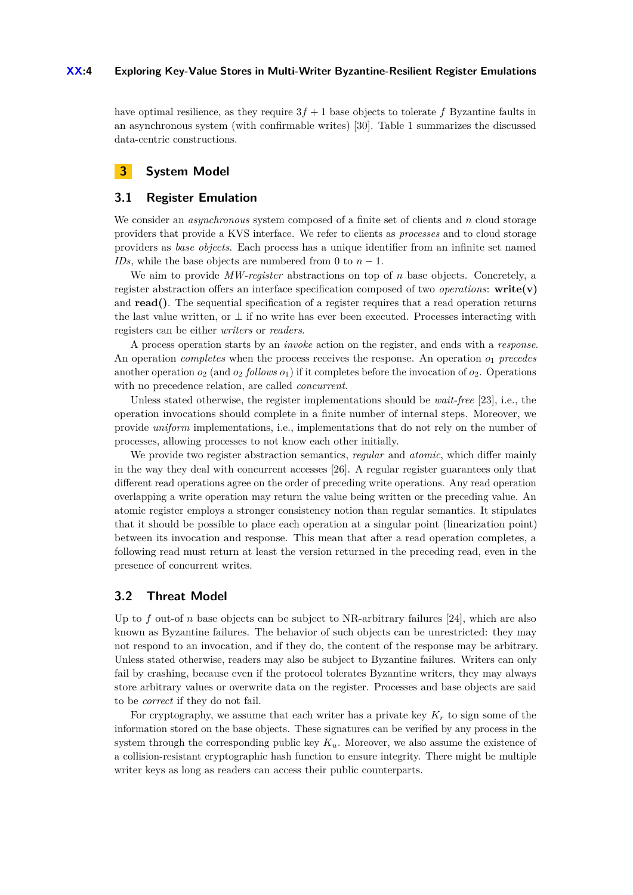have optimal resilience, as they require $3f + 1$ base objects to tolerate $f$ Byzantine faults in an asynchronous system (with confirmable writes) [30]. Table 1 summarizes the discussed data-centric constructions.

## 3 System Model

### 3.1 Register Emulation

We consider an *asynchronous* system composed of a finite set of clients and $n$ cloud storage providers that provide a KVS interface. We refer to clients as *processes* and to cloud storage providers as *base objects*. Each process has a unique identifier from an infinite set named *IDs*, while the base objects are numbered from 0 to $n - 1$.

We aim to provide *MW-register* abstractions on top of $n$ base objects. Concretely, a register abstraction offers an interface specification composed of two *operations*: **write(v)** and **read()**. The sequential specification of a register requires that a read operation returns the last value written, or $\perp$ if no write has ever been executed. Processes interacting with registers can be either *writers* or *readers*.

A process operation starts by an *invoke* action on the register, and ends with a *response*. An operation *completes* when the process receives the response. An operation $o_1$ *precedes* another operation $o_2$ (and $o_2$ *follows* $o_1$) if it completes before the invocation of $o_2$. Operations with no precedence relation, are called *concurrent*.

Unless stated otherwise, the register implementations should be *wait-free* [23], i.e., the operation invocations should complete in a finite number of internal steps. Moreover, we provide *uniform* implementations, i.e., implementations that do not rely on the number of processes, allowing processes to not know each other initially.

We provide two register abstraction semantics, *regular* and *atomic*, which differ mainly in the way they deal with concurrent accesses [26]. A regular register guarantees only that different read operations agree on the order of preceding write operations. Any read operation overlapping a write operation may return the value being written or the preceding value. An atomic register employs a stronger consistency notion than regular semantics. It stipulates that it should be possible to place each operation at a singular point (linearization point) between its invocation and response. This mean that after a read operation completes, a following read must return at least the version returned in the preceding read, even in the presence of concurrent writes.

### 3.2 Threat Model

Up to $f$ out-of $n$ base objects can be subject to NR-arbitrary failures [24], which are also known as Byzantine failures. The behavior of such objects can be unrestricted: they may not respond to an invocation, and if they do, the content of the response may be arbitrary. Unless stated otherwise, readers may also be subject to Byzantine failures. Writers can only fail by crashing, because even if the protocol tolerates Byzantine writers, they may always store arbitrary values or overwrite data on the register. Processes and base objects are said to be *correct* if they do not fail.

For cryptography, we assume that each writer has a private key $K_r$ to sign some of the information stored on the base objects. These signatures can be verified by any process in the system through the corresponding public key $K_u$. Moreover, we also assume the existence of a collision-resistant cryptographic hash function to ensure integrity. There might be multiple writer keys as long as readers can access their public counterparts.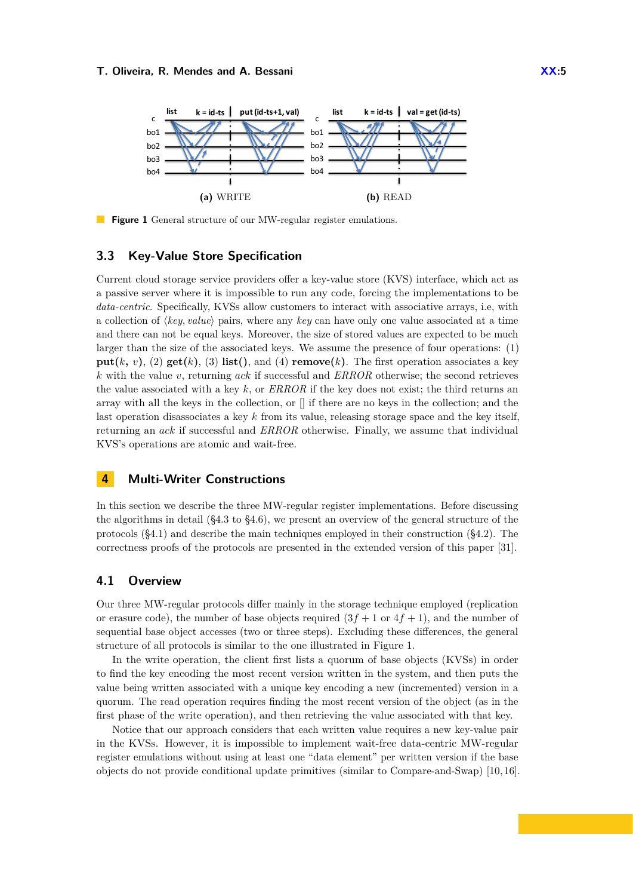**Figure 1** General structure of our MW-regular register emulations.

### 3.3 Key-Value Store Specification

Current cloud storage service providers offer a key-value store (KVS) interface, which act as a passive server where it is impossible to run any code, forcing the implementations to be *data-centric*. Specifically, KVSs allow customers to interact with associative arrays, i.e, with a collection of $\langle key, value \rangle$ pairs, where any *key* can have only one value associated at a time and there can not be equal keys. Moreover, the size of stored values are expected to be much larger than the size of the associated keys. We assume the presence of four operations: (1) **put**($k$, $v$), (2) **get**($k$), (3) **list**(), and (4) **remove**($k$). The first operation associates a key $k$ with the value $v$, returning *ack* if successful and *ERROR* otherwise; the second retrieves the value associated with a key $k$, or *ERROR* if the key does not exist; the third returns an array with all the keys in the collection, or [] if there are no keys in the collection; and the last operation disassociates a key $k$ from its value, releasing storage space and the key itself, returning an *ack* if successful and *ERROR* otherwise. Finally, we assume that individual KVS's operations are atomic and wait-free.

## 4 Multi-Writer Constructions

In this section we describe the three MW-regular register implementations. Before discussing the algorithms in detail (§4.3 to §4.6), we present an overview of the general structure of the protocols (§4.1) and describe the main techniques employed in their construction (§4.2). The correctness proofs of the protocols are presented in the extended version of this paper [31].

### 4.1 Overview

Our three MW-regular protocols differ mainly in the storage technique employed (replication or erasure code), the number of base objects required ($3f + 1$ or $4f + 1$), and the number of sequential base object accesses (two or three steps). Excluding these differences, the general structure of all protocols is similar to the one illustrated in Figure 1.

In the write operation, the client first lists a quorum of base objects (KVSs) in order to find the key encoding the most recent version written in the system, and then puts the value being written associated with a unique key encoding a new (incremented) version in a quorum. The read operation requires finding the most recent version of the object (as in the first phase of the write operation), and then retrieving the value associated with that key.

Notice that our approach considers that each written value requires a new key-value pair in the KVSs. However, it is impossible to implement wait-free data-centric MW-regular register emulations without using at least one "data element" per written version if the base objects do not provide conditional update primitives (similar to Compare-and-Swap) [10, 16].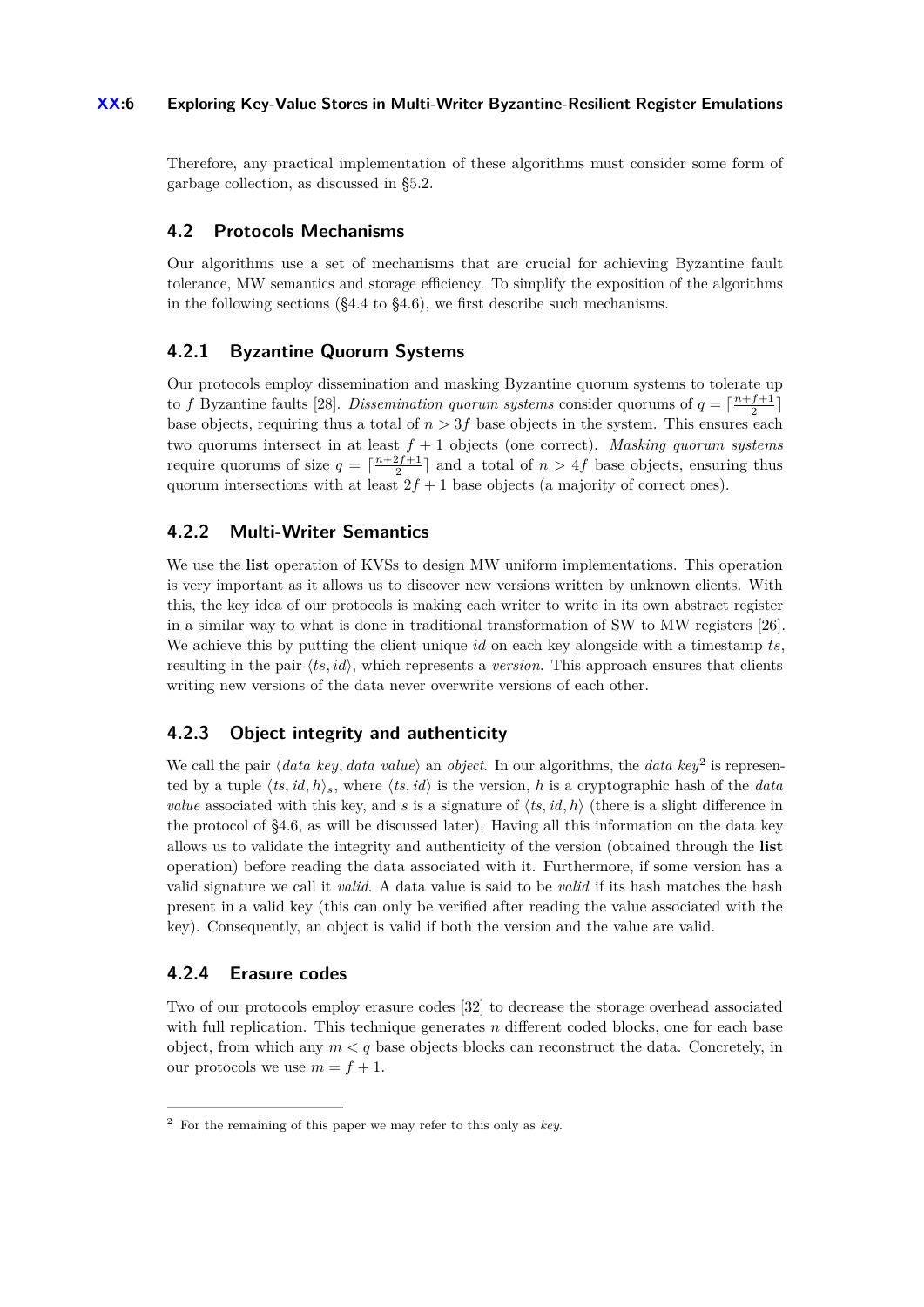Therefore, any practical implementation of these algorithms must consider some form of garbage collection, as discussed in §5.2.

## 4.2 Protocols Mechanisms

Our algorithms use a set of mechanisms that are crucial for achieving Byzantine fault tolerance, MW semantics and storage efficiency. To simplify the exposition of the algorithms in the following sections (§4.4 to §4.6), we first describe such mechanisms.

### 4.2.1 Byzantine Quorum Systems

Our protocols employ dissemination and masking Byzantine quorum systems to tolerate up to $f$ Byzantine faults [28]. *Dissemination quorum systems* consider quorums of $q = \lceil \frac{n+f+1}{2} \rceil$ base objects, requiring thus a total of $n > 3f$ base objects in the system. This ensures each two quorums intersect in at least $f + 1$ objects (one correct). *Masking quorum systems* require quorums of size $q = \lceil \frac{n+2f+1}{2} \rceil$ and a total of $n > 4f$ base objects, ensuring thus quorum intersections with at least $2f + 1$ base objects (a majority of correct ones).

### 4.2.2 Multi-Writer Semantics

We use the **list** operation of KVSs to design MW uniform implementations. This operation is very important as it allows us to discover new versions written by unknown clients. With this, the key idea of our protocols is making each writer to write in its own abstract register in a similar way to what is done in traditional transformation of SW to MW registers [26]. We achieve this by putting the client unique $id$ on each key alongside with a timestamp $ts$, resulting in the pair $\langle ts, id \rangle$, which represents a *version*. This approach ensures that clients writing new versions of the data never overwrite versions of each other.

### 4.2.3 Object integrity and authenticity

We call the pair $\langle$*data key*, *data value*$\rangle$ an *object*. In our algorithms, the *data key*[2] is represented by a tuple $\langle ts, id, h \rangle_s$, where $\langle ts, id \rangle$ is the version, $h$ is a cryptographic hash of the *data value* associated with this key, and $s$ is a signature of $\langle ts, id, h \rangle$ (there is a slight difference in the protocol of §4.6, as will be discussed later). Having all this information on the data key allows us to validate the integrity and authenticity of the version (obtained through the **list** operation) before reading the data associated with it. Furthermore, if some version has a valid signature we call it *valid*. A data value is said to be *valid* if its hash matches the hash present in a valid key (this can only be verified after reading the value associated with the key). Consequently, an object is valid if both the version and the value are valid.

### 4.2.4 Erasure codes

Two of our protocols employ erasure codes [32] to decrease the storage overhead associated with full replication. This technique generates $n$ different coded blocks, one for each base object, from which any $m < q$ base objects blocks can reconstruct the data. Concretely, in our protocols we use $m = f + 1$.

---

[2] For the remaining of this paper we may refer to this only as *key*.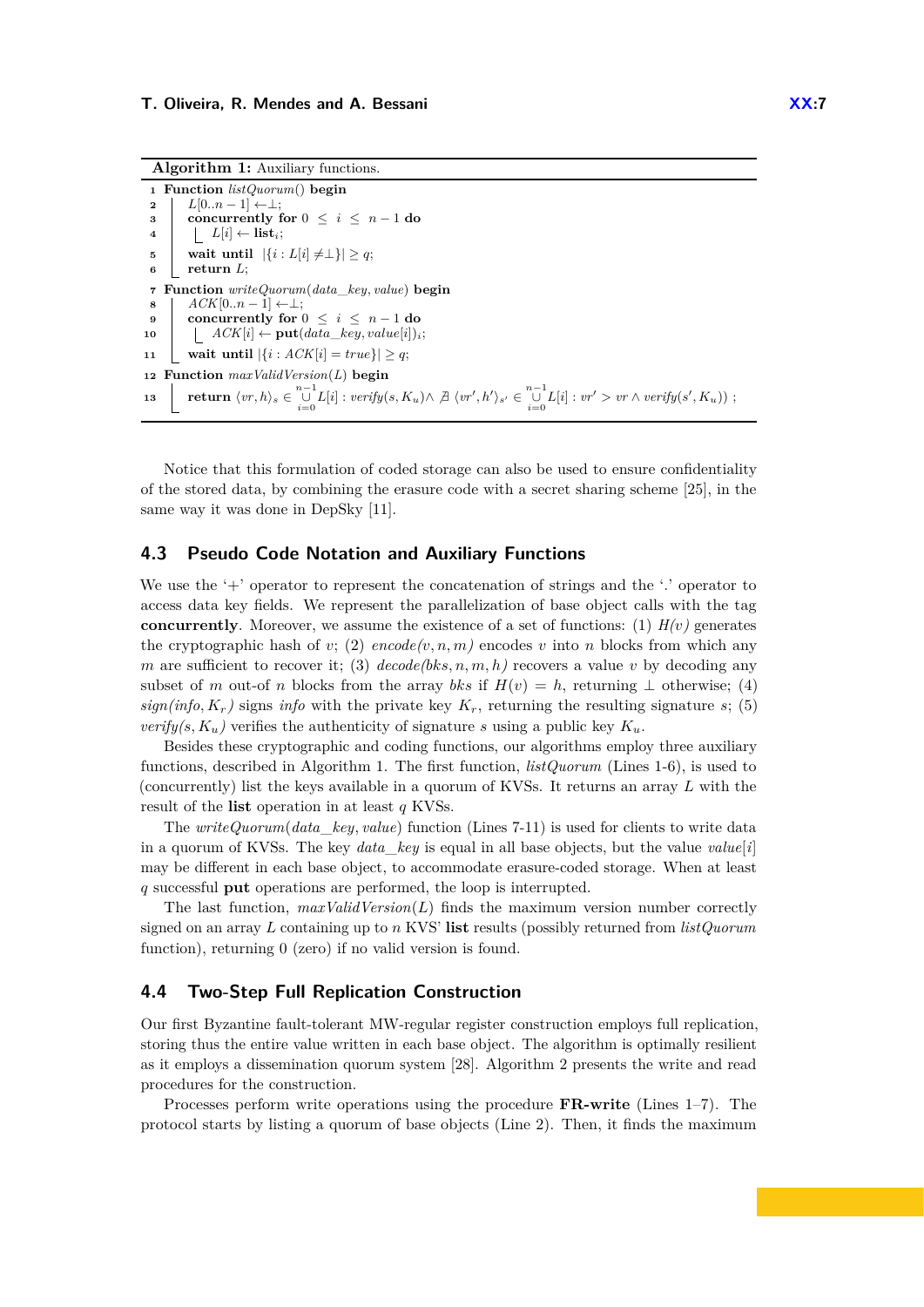**Algorithm 1:** Auxiliary functions.

```
1  Function listQuorum() begin
2  |  L[0..n − 1] ← ⊥;
3  |  concurrently for 0 ≤ i ≤ n − 1 do
4  |  |  L[i] ← list_i;
5  |  wait until |{i : L[i] ≠ ⊥}| ≥ q;
6  |  return L;
7  Function writeQuorum(data_key, value) begin
8  |  ACK[0..n − 1] ← ⊥;
9  |  concurrently for 0 ≤ i ≤ n − 1 do
10 |  |  ACK[i] ← put(data_key, value[i])_i;
11 |  wait until |{i : ACK[i] = true}| ≥ q;
12 Function maxValidVersion(L) begin
13 |  return ⟨vr, h⟩_s ∈ ∪_{i=0}^{n−1} L[i] : verify(s, K_u) ∧ ∄ ⟨vr′, h′⟩_{s′} ∈ ∪_{i=0}^{n−1} L[i] : vr′ > vr ∧ verify(s′, K_u)) ;
```

Notice that this formulation of coded storage can also be used to ensure confidentiality of the stored data, by combining the erasure code with a secret sharing scheme [25], in the same way it was done in DepSky [11].

## 4.3 Pseudo Code Notation and Auxiliary Functions

We use the '+' operator to represent the concatenation of strings and the '.' operator to access data key fields. We represent the parallelization of base object calls with the tag **concurrently**. Moreover, we assume the existence of a set of functions: (1) *H(v)* generates the cryptographic hash of $v$; (2) *encode*$(v, n, m)$ encodes $v$ into $n$ blocks from which any $m$ are sufficient to recover it; (3) *decode*$(bks, n, m, h)$ recovers a value $v$ by decoding any subset of $m$ out-of $n$ blocks from the array *bks* if $H(v) = h$, returning $\perp$ otherwise; (4) *sign*$(info, K_r)$ signs *info* with the private key $K_r$, returning the resulting signature $s$; (5) *verify*$(s, K_u)$ verifies the authenticity of signature $s$ using a public key $K_u$.

Besides these cryptographic and coding functions, our algorithms employ three auxiliary functions, described in Algorithm 1. The first function, *listQuorum* (Lines 1-6), is used to (concurrently) list the keys available in a quorum of KVSs. It returns an array $L$ with the result of the **list** operation in at least $q$ KVSs.

The *writeQuorum*(*data_key*, *value*) function (Lines 7-11) is used for clients to write data in a quorum of KVSs. The key *data_key* is equal in all base objects, but the value *value*$[i]$ may be different in each base object, to accommodate erasure-coded storage. When at least $q$ successful **put** operations are performed, the loop is interrupted.

The last function, *maxValidVersion*$(L)$ finds the maximum version number correctly signed on an array $L$ containing up to $n$ KVS' **list** results (possibly returned from *listQuorum* function), returning 0 (zero) if no valid version is found.

## 4.4 Two-Step Full Replication Construction

Our first Byzantine fault-tolerant MW-regular register construction employs full replication, storing thus the entire value written in each base object. The algorithm is optimally resilient as it employs a dissemination quorum system [28]. Algorithm 2 presents the write and read procedures for the construction.

Processes perform write operations using the procedure **FR-write** (Lines 1–7). The protocol starts by listing a quorum of base objects (Line 2). Then, it finds the maximum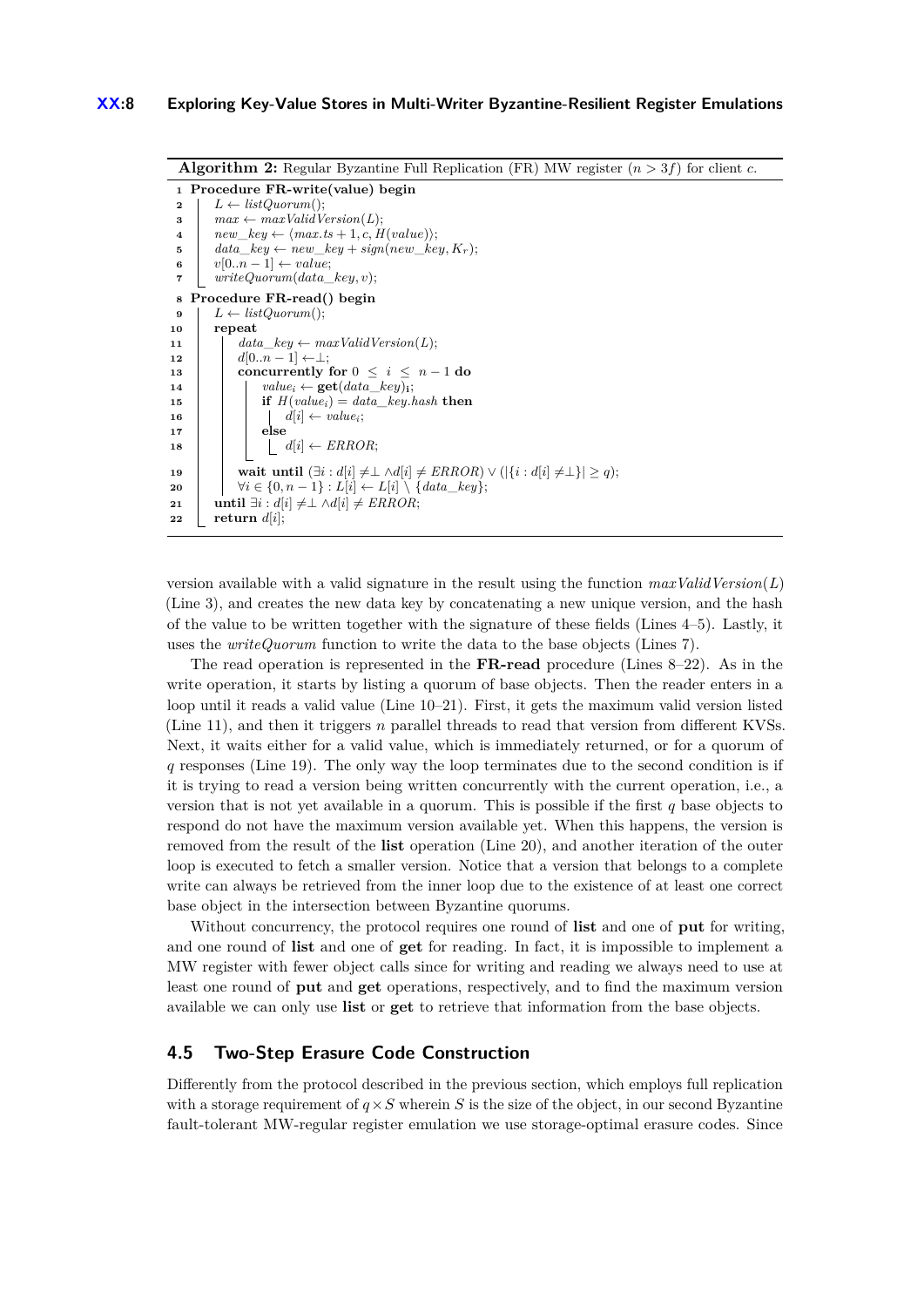**Algorithm 2:** Regular Byzantine Full Replication (FR) MW register ($n > 3f$) for client $c$.

```
1  Procedure FR-write(value) begin
2      L ← listQuorum();
3      max ← maxValidVersion(L);
4      new_key ← ⟨max.ts + 1, c, H(value)⟩;
5      data_key ← new_key + sign(new_key, K_r);
6      v[0..n − 1] ← value;
7      writeQuorum(data_key, v);
8  Procedure FR-read() begin
9      L ← listQuorum();
10     repeat
11         data_key ← maxValidVersion(L);
12         d[0..n − 1] ← ⊥;
13         concurrently for 0 ≤ i ≤ n − 1 do
14             value_i ← get(data_key)_i;
15             if H(value_i) = data_key.hash then
16                 d[i] ← value_i;
17             else
18                 d[i] ← ERROR;
19         wait until (∃i : d[i] ≠ ⊥ ∧ d[i] ≠ ERROR) ∨ (|{i : d[i] ≠ ⊥}| ≥ q);
20         ∀i ∈ {0, n − 1} : L[i] ← L[i] \ {data_key};
21     until ∃i : d[i] ≠ ⊥ ∧ d[i] ≠ ERROR;
22     return d[i];
```

version available with a valid signature in the result using the function $maxValidVersion(L)$ (Line 3), and creates the new data key by concatenating a new unique version, and the hash of the value to be written together with the signature of these fields (Lines 4–5). Lastly, it uses the *writeQuorum* function to write the data to the base objects (Lines 7).

The read operation is represented in the **FR-read** procedure (Lines 8–22). As in the write operation, it starts by listing a quorum of base objects. Then the reader enters in a loop until it reads a valid value (Line 10–21). First, it gets the maximum valid version listed (Line 11), and then it triggers $n$ parallel threads to read that version from different KVSs. Next, it waits either for a valid value, which is immediately returned, or for a quorum of $q$ responses (Line 19). The only way the loop terminates due to the second condition is if it is trying to read a version being written concurrently with the current operation, i.e., a version that is not yet available in a quorum. This is possible if the first $q$ base objects to respond do not have the maximum version available yet. When this happens, the version is removed from the result of the **list** operation (Line 20), and another iteration of the outer loop is executed to fetch a smaller version. Notice that a version that belongs to a complete write can always be retrieved from the inner loop due to the existence of at least one correct base object in the intersection between Byzantine quorums.

Without concurrency, the protocol requires one round of **list** and one of **put** for writing, and one round of **list** and one of **get** for reading. In fact, it is impossible to implement a MW register with fewer object calls since for writing and reading we always need to use at least one round of **put** and **get** operations, respectively, and to find the maximum version available we can only use **list** or **get** to retrieve that information from the base objects.

## 4.5 Two-Step Erasure Code Construction

Differently from the protocol described in the previous section, which employs full replication with a storage requirement of $q \times S$ wherein $S$ is the size of the object, in our second Byzantine fault-tolerant MW-regular register emulation we use storage-optimal erasure codes. Since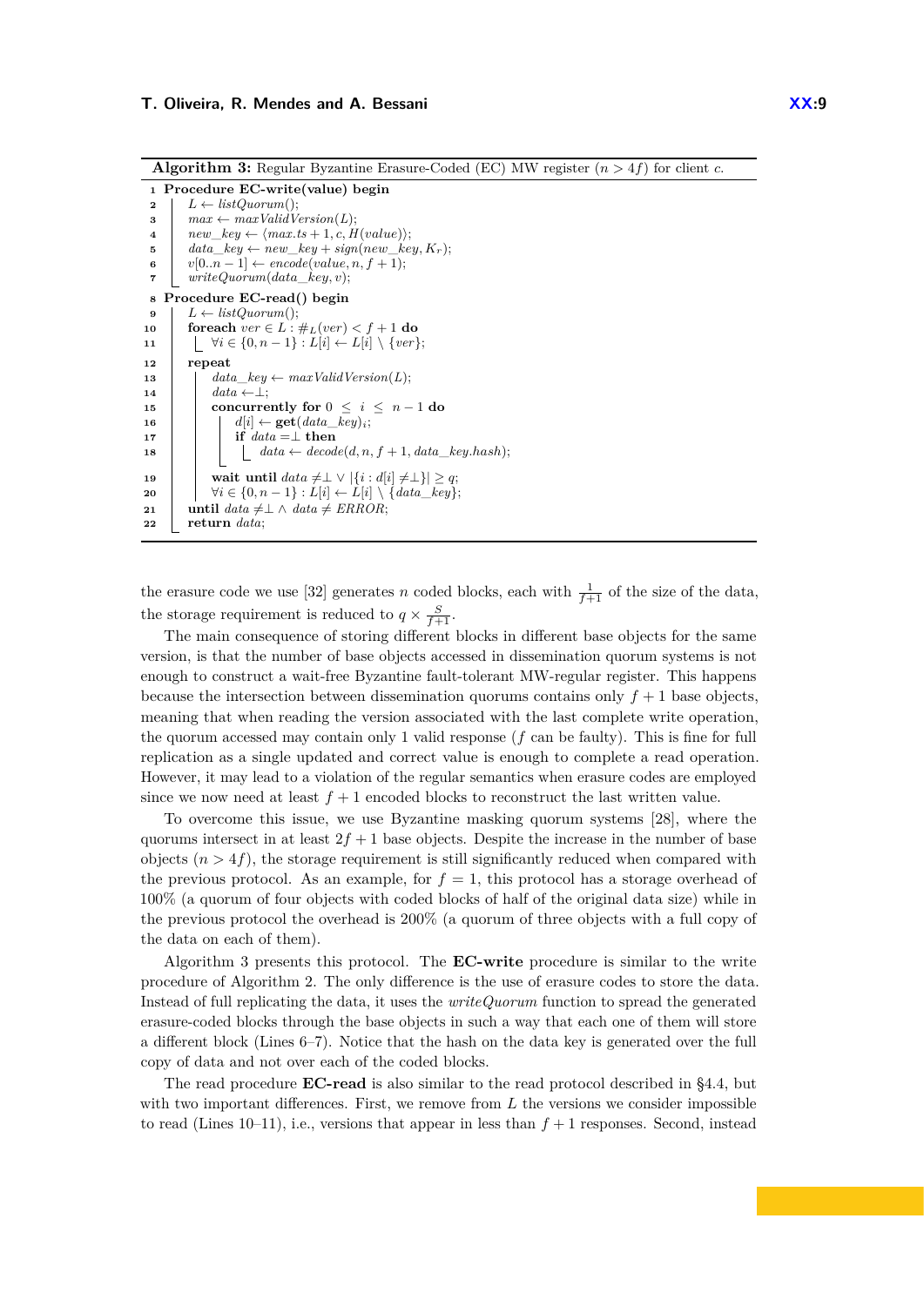**Algorithm 3:** Regular Byzantine Erasure-Coded (EC) MW register ($n > 4f$) for client $c$.

```
1  Procedure EC-write(value) begin
2      L ← listQuorum();
3      max ← maxValidVersion(L);
4      new_key ← ⟨max.ts + 1, c, H(value)⟩;
5      data_key ← new_key + sign(new_key, K_r);
6      v[0..n − 1] ← encode(value, n, f + 1);
7      writeQuorum(data_key, v);
8  Procedure EC-read() begin
9      L ← listQuorum();
10     foreach ver ∈ L : #_L(ver) < f + 1 do
11         ∀i ∈ {0, n − 1} : L[i] ← L[i] \ {ver};
12     repeat
13         data_key ← maxValidVersion(L);
14         data ← ⊥;
15         concurrently for 0 ≤ i ≤ n − 1 do
16             d[i] ← get(data_key)_i;
17             if data = ⊥ then
18                 data ← decode(d, n, f + 1, data_key.hash);
19         wait until data ≠ ⊥ ∨ |{i : d[i] ≠ ⊥}| ≥ q;
20         ∀i ∈ {0, n − 1} : L[i] ← L[i] \ {data_key};
21     until data ≠ ⊥ ∧ data ≠ ERROR;
22     return data;
```

the erasure code we use [32] generates $n$ coded blocks, each with $\frac{1}{f+1}$ of the size of the data, the storage requirement is reduced to $q \times \frac{S}{f+1}$.

The main consequence of storing different blocks in different base objects for the same version, is that the number of base objects accessed in dissemination quorum systems is not enough to construct a wait-free Byzantine fault-tolerant MW-regular register. This happens because the intersection between dissemination quorums contains only $f + 1$ base objects, meaning that when reading the version associated with the last complete write operation, the quorum accessed may contain only 1 valid response ($f$ can be faulty). This is fine for full replication as a single updated and correct value is enough to complete a read operation. However, it may lead to a violation of the regular semantics when erasure codes are employed since we now need at least $f + 1$ encoded blocks to reconstruct the last written value.

To overcome this issue, we use Byzantine masking quorum systems [28], where the quorums intersect in at least $2f + 1$ base objects. Despite the increase in the number of base objects ($n > 4f$), the storage requirement is still significantly reduced when compared with the previous protocol. As an example, for $f = 1$, this protocol has a storage overhead of 100% (a quorum of four objects with coded blocks of half of the original data size) while in the previous protocol the overhead is 200% (a quorum of three objects with a full copy of the data on each of them).

Algorithm 3 presents this protocol. The **EC-write** procedure is similar to the write procedure of Algorithm 2. The only difference is the use of erasure codes to store the data. Instead of full replicating the data, it uses the *writeQuorum* function to spread the generated erasure-coded blocks through the base objects in such a way that each one of them will store a different block (Lines 6–7). Notice that the hash on the data key is generated over the full copy of data and not over each of the coded blocks.

The read procedure **EC-read** is also similar to the read protocol described in §4.4, but with two important differences. First, we remove from $L$ the versions we consider impossible to read (Lines 10–11), i.e., versions that appear in less than $f + 1$ responses. Second, instead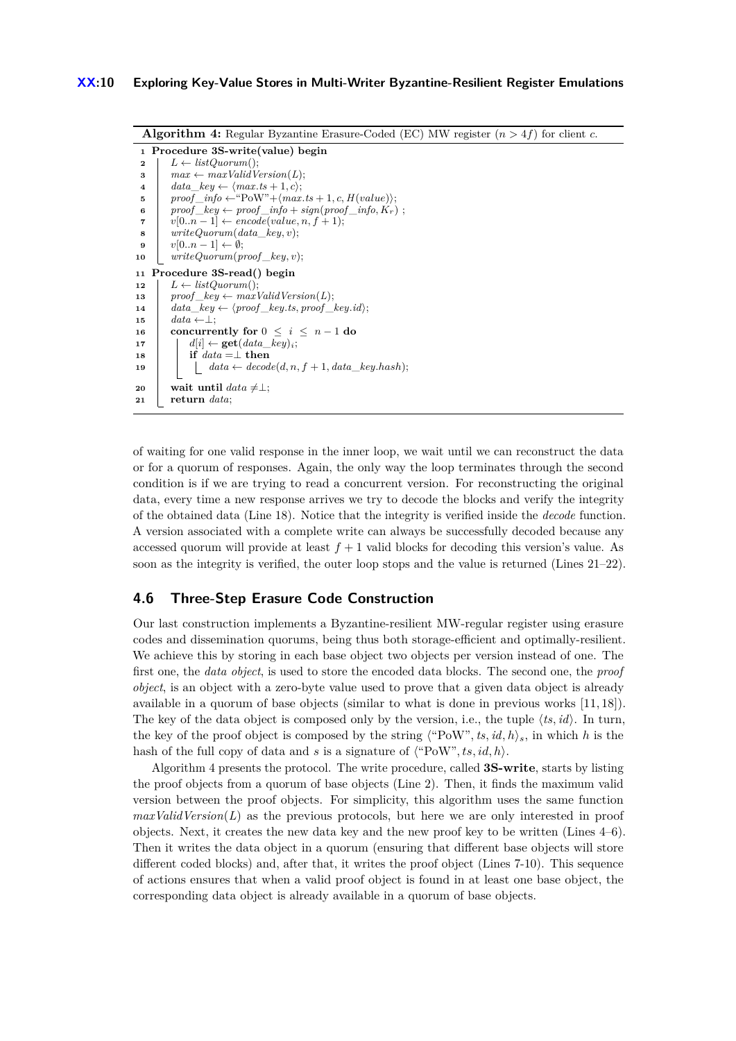**Algorithm 4:** Regular Byzantine Erasure-Coded (EC) MW register ($n > 4f$) for client $c$.

```
1  Procedure 3S-write(value) begin
2      L ← listQuorum();
3      max ← maxValidVersion(L);
4      data_key ← ⟨max.ts + 1, c⟩;
5      proof_info ← "PoW"+⟨max.ts + 1, c, H(value)⟩;
6      proof_key ← proof_info + sign(proof_info, K_r) ;
7      v[0..n − 1] ← encode(value, n, f + 1);
8      writeQuorum(data_key, v);
9      v[0..n − 1] ← ∅;
10     writeQuorum(proof_key, v);
11 Procedure 3S-read() begin
12     L ← listQuorum();
13     proof_key ← maxValidVersion(L);
14     data_key ← ⟨proof_key.ts, proof_key.id⟩;
15     data ← ⊥;
16     concurrently for 0 ≤ i ≤ n − 1 do
17         d[i] ← get(data_key)_i;
18         if data = ⊥ then
19             data ← decode(d, n, f + 1, data_key.hash);
20     wait until data ≠ ⊥;
21     return data;
```

of waiting for one valid response in the inner loop, we wait until we can reconstruct the data or for a quorum of responses. Again, the only way the loop terminates through the second condition is if we are trying to read a concurrent version. For reconstructing the original data, every time a new response arrives we try to decode the blocks and verify the integrity of the obtained data (Line 18). Notice that the integrity is verified inside the *decode* function. A version associated with a complete write can always be successfully decoded because any accessed quorum will provide at least $f + 1$ valid blocks for decoding this version's value. As soon as the integrity is verified, the outer loop stops and the value is returned (Lines 21–22).

## 4.6 Three-Step Erasure Code Construction

Our last construction implements a Byzantine-resilient MW-regular register using erasure codes and dissemination quorums, being thus both storage-efficient and optimally-resilient. We achieve this by storing in each base object two objects per version instead of one. The first one, the *data object*, is used to store the encoded data blocks. The second one, the *proof object*, is an object with a zero-byte value used to prove that a given data object is already available in a quorum of base objects (similar to what is done in previous works [11, 18]). The key of the data object is composed only by the version, i.e., the tuple $\langle ts, id\rangle$. In turn, the key of the proof object is composed by the string $\langle$"PoW"$, ts, id, h\rangle_s$, in which $h$ is the hash of the full copy of data and $s$ is a signature of $\langle$"PoW"$, ts, id, h\rangle$.

Algorithm 4 presents the protocol. The write procedure, called **3S-write**, starts by listing the proof objects from a quorum of base objects (Line 2). Then, it finds the maximum valid version between the proof objects. For simplicity, this algorithm uses the same function *maxValidVersion*$(L)$ as the previous protocols, but here we are only interested in proof objects. Next, it creates the new data key and the new proof key to be written (Lines 4–6). Then it writes the data object in a quorum (ensuring that different base objects will store different coded blocks) and, after that, it writes the proof object (Lines 7-10). This sequence of actions ensures that when a valid proof object is found in at least one base object, the corresponding data object is already available in a quorum of base objects.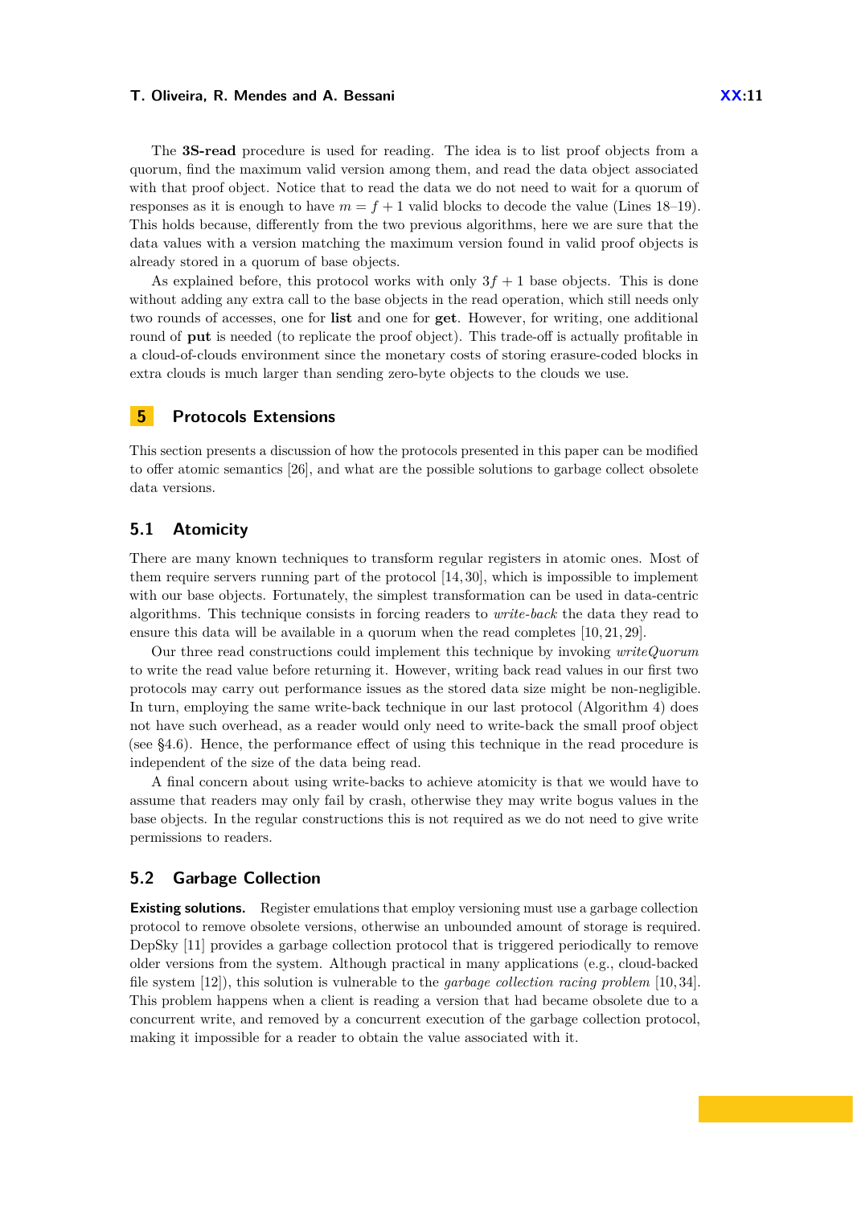The **3S-read** procedure is used for reading. The idea is to list proof objects from a quorum, find the maximum valid version among them, and read the data object associated with that proof object. Notice that to read the data we do not need to wait for a quorum of responses as it is enough to have $m = f + 1$ valid blocks to decode the value (Lines 18–19). This holds because, differently from the two previous algorithms, here we are sure that the data values with a version matching the maximum version found in valid proof objects is already stored in a quorum of base objects.

As explained before, this protocol works with only $3f + 1$ base objects. This is done without adding any extra call to the base objects in the read operation, which still needs only two rounds of accesses, one for **list** and one for **get**. However, for writing, one additional round of **put** is needed (to replicate the proof object). This trade-off is actually profitable in a cloud-of-clouds environment since the monetary costs of storing erasure-coded blocks in extra clouds is much larger than sending zero-byte objects to the clouds we use.

## 5 Protocols Extensions

This section presents a discussion of how the protocols presented in this paper can be modified to offer atomic semantics [26], and what are the possible solutions to garbage collect obsolete data versions.

### 5.1 Atomicity

There are many known techniques to transform regular registers in atomic ones. Most of them require servers running part of the protocol [14, 30], which is impossible to implement with our base objects. Fortunately, the simplest transformation can be used in data-centric algorithms. This technique consists in forcing readers to *write-back* the data they read to ensure this data will be available in a quorum when the read completes [10, 21, 29].

Our three read constructions could implement this technique by invoking *writeQuorum* to write the read value before returning it. However, writing back read values in our first two protocols may carry out performance issues as the stored data size might be non-negligible. In turn, employing the same write-back technique in our last protocol (Algorithm 4) does not have such overhead, as a reader would only need to write-back the small proof object (see §4.6). Hence, the performance effect of using this technique in the read procedure is independent of the size of the data being read.

A final concern about using write-backs to achieve atomicity is that we would have to assume that readers may only fail by crash, otherwise they may write bogus values in the base objects. In the regular constructions this is not required as we do not need to give write permissions to readers.

### 5.2 Garbage Collection

**Existing solutions.** Register emulations that employ versioning must use a garbage collection protocol to remove obsolete versions, otherwise an unbounded amount of storage is required. DepSky [11] provides a garbage collection protocol that is triggered periodically to remove older versions from the system. Although practical in many applications (e.g., cloud-backed file system [12]), this solution is vulnerable to the *garbage collection racing problem* [10, 34]. This problem happens when a client is reading a version that had became obsolete due to a concurrent write, and removed by a concurrent execution of the garbage collection protocol, making it impossible for a reader to obtain the value associated with it.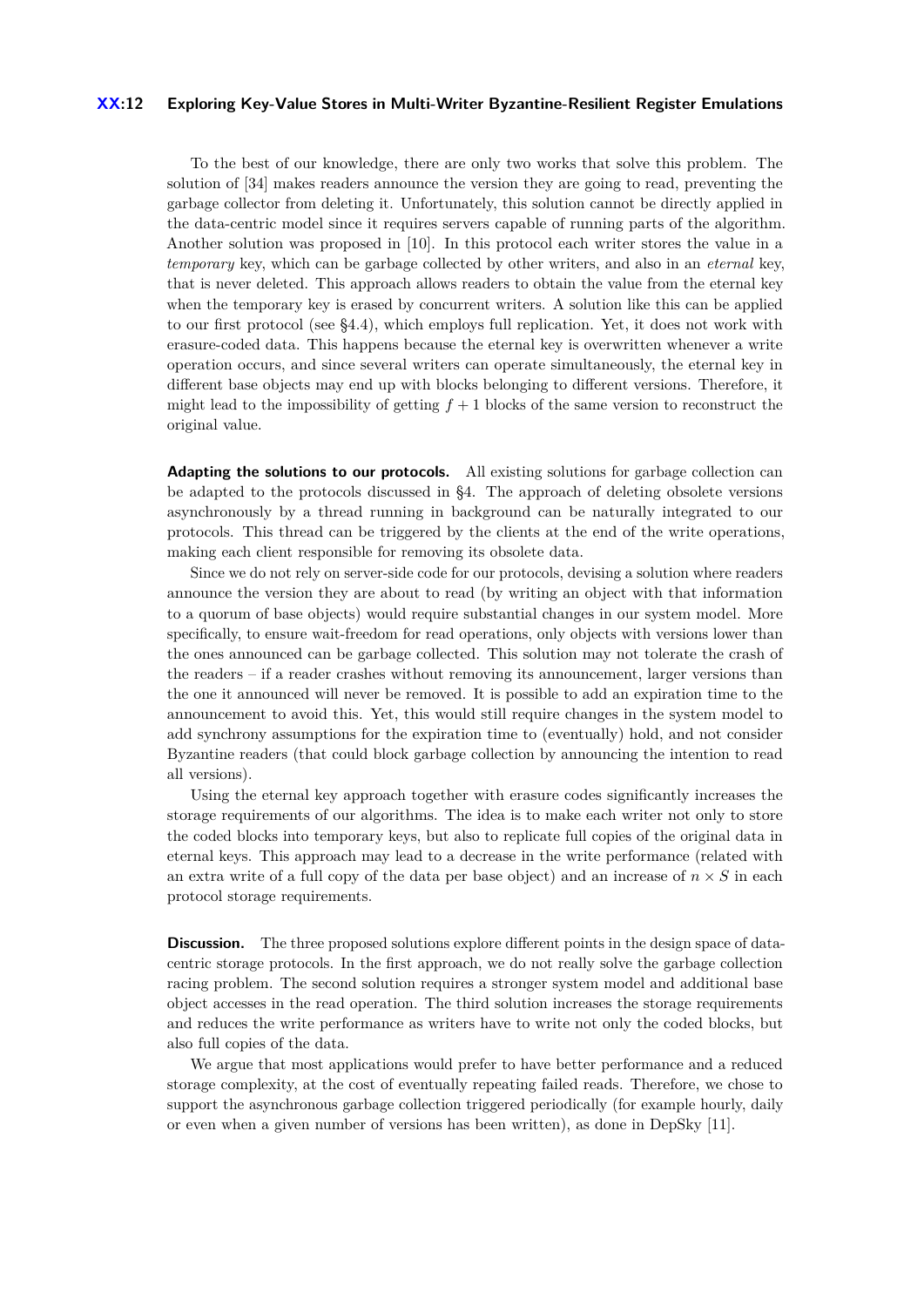To the best of our knowledge, there are only two works that solve this problem. The solution of [34] makes readers announce the version they are going to read, preventing the garbage collector from deleting it. Unfortunately, this solution cannot be directly applied in the data-centric model since it requires servers capable of running parts of the algorithm. Another solution was proposed in [10]. In this protocol each writer stores the value in a *temporary* key, which can be garbage collected by other writers, and also in an *eternal* key, that is never deleted. This approach allows readers to obtain the value from the eternal key when the temporary key is erased by concurrent writers. A solution like this can be applied to our first protocol (see §4.4), which employs full replication. Yet, it does not work with erasure-coded data. This happens because the eternal key is overwritten whenever a write operation occurs, and since several writers can operate simultaneously, the eternal key in different base objects may end up with blocks belonging to different versions. Therefore, it might lead to the impossibility of getting $f + 1$ blocks of the same version to reconstruct the original value.

**Adapting the solutions to our protocols.** All existing solutions for garbage collection can be adapted to the protocols discussed in §4. The approach of deleting obsolete versions asynchronously by a thread running in background can be naturally integrated to our protocols. This thread can be triggered by the clients at the end of the write operations, making each client responsible for removing its obsolete data.

Since we do not rely on server-side code for our protocols, devising a solution where readers announce the version they are about to read (by writing an object with that information to a quorum of base objects) would require substantial changes in our system model. More specifically, to ensure wait-freedom for read operations, only objects with versions lower than the ones announced can be garbage collected. This solution may not tolerate the crash of the readers – if a reader crashes without removing its announcement, larger versions than the one it announced will never be removed. It is possible to add an expiration time to the announcement to avoid this. Yet, this would still require changes in the system model to add synchrony assumptions for the expiration time to (eventually) hold, and not consider Byzantine readers (that could block garbage collection by announcing the intention to read all versions).

Using the eternal key approach together with erasure codes significantly increases the storage requirements of our algorithms. The idea is to make each writer not only to store the coded blocks into temporary keys, but also to replicate full copies of the original data in eternal keys. This approach may lead to a decrease in the write performance (related with an extra write of a full copy of the data per base object) and an increase of $n \times S$ in each protocol storage requirements.

**Discussion.** The three proposed solutions explore different points in the design space of data-centric storage protocols. In the first approach, we do not really solve the garbage collection racing problem. The second solution requires a stronger system model and additional base object accesses in the read operation. The third solution increases the storage requirements and reduces the write performance as writers have to write not only the coded blocks, but also full copies of the data.

We argue that most applications would prefer to have better performance and a reduced storage complexity, at the cost of eventually repeating failed reads. Therefore, we chose to support the asynchronous garbage collection triggered periodically (for example hourly, daily or even when a given number of versions has been written), as done in DepSky [11].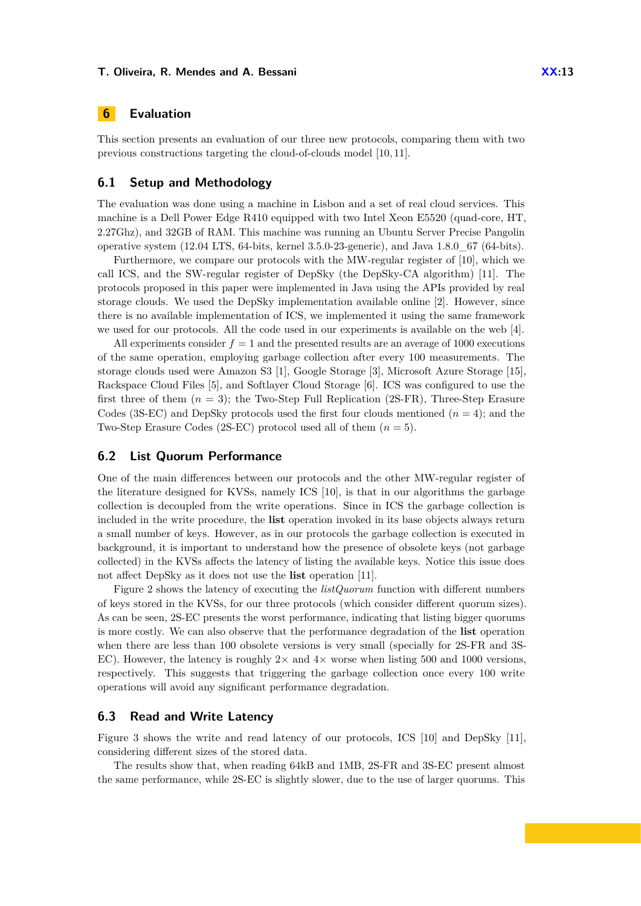## 6 Evaluation

This section presents an evaluation of our three new protocols, comparing them with two previous constructions targeting the cloud-of-clouds model [10, 11].

### 6.1 Setup and Methodology

The evaluation was done using a machine in Lisbon and a set of real cloud services. This machine is a Dell Power Edge R410 equipped with two Intel Xeon E5520 (quad-core, HT, 2.27Ghz), and 32GB of RAM. This machine was running an Ubuntu Server Precise Pangolin operative system (12.04 LTS, 64-bits, kernel 3.5.0-23-generic), and Java 1.8.0_67 (64-bits).

Furthermore, we compare our protocols with the MW-regular register of [10], which we call ICS, and the SW-regular register of DepSky (the DepSky-CA algorithm) [11]. The protocols proposed in this paper were implemented in Java using the APIs provided by real storage clouds. We used the DepSky implementation available online [2]. However, since there is no available implementation of ICS, we implemented it using the same framework we used for our protocols. All the code used in our experiments is available on the web [4].

All experiments consider $f = 1$ and the presented results are an average of 1000 executions of the same operation, employing garbage collection after every 100 measurements. The storage clouds used were Amazon S3 [1], Google Storage [3], Microsoft Azure Storage [15], Rackspace Cloud Files [5], and Softlayer Cloud Storage [6]. ICS was configured to use the first three of them ($n = 3$); the Two-Step Full Replication (2S-FR), Three-Step Erasure Codes (3S-EC) and DepSky protocols used the first four clouds mentioned ($n = 4$); and the Two-Step Erasure Codes (2S-EC) protocol used all of them ($n = 5$).

### 6.2 List Quorum Performance

One of the main differences between our protocols and the other MW-regular register of the literature designed for KVSs, namely ICS [10], is that in our algorithms the garbage collection is decoupled from the write operations. Since in ICS the garbage collection is included in the write procedure, the **list** operation invoked in its base objects always return a small number of keys. However, as in our protocols the garbage collection is executed in background, it is important to understand how the presence of obsolete keys (not garbage collected) in the KVSs affects the latency of listing the available keys. Notice this issue does not affect DepSky as it does not use the **list** operation [11].

Figure 2 shows the latency of executing the *listQuorum* function with different numbers of keys stored in the KVSs, for our three protocols (which consider different quorum sizes). As can be seen, 2S-EC presents the worst performance, indicating that listing bigger quorums is more costly. We can also observe that the performance degradation of the **list** operation when there are less than 100 obsolete versions is very small (specially for 2S-FR and 3S-EC). However, the latency is roughly 2× and 4× worse when listing 500 and 1000 versions, respectively. This suggests that triggering the garbage collection once every 100 write operations will avoid any significant performance degradation.

### 6.3 Read and Write Latency

Figure 3 shows the write and read latency of our protocols, ICS [10] and DepSky [11], considering different sizes of the stored data.

The results show that, when reading 64kB and 1MB, 2S-FR and 3S-EC present almost the same performance, while 2S-EC is slightly slower, due to the use of larger quorums. This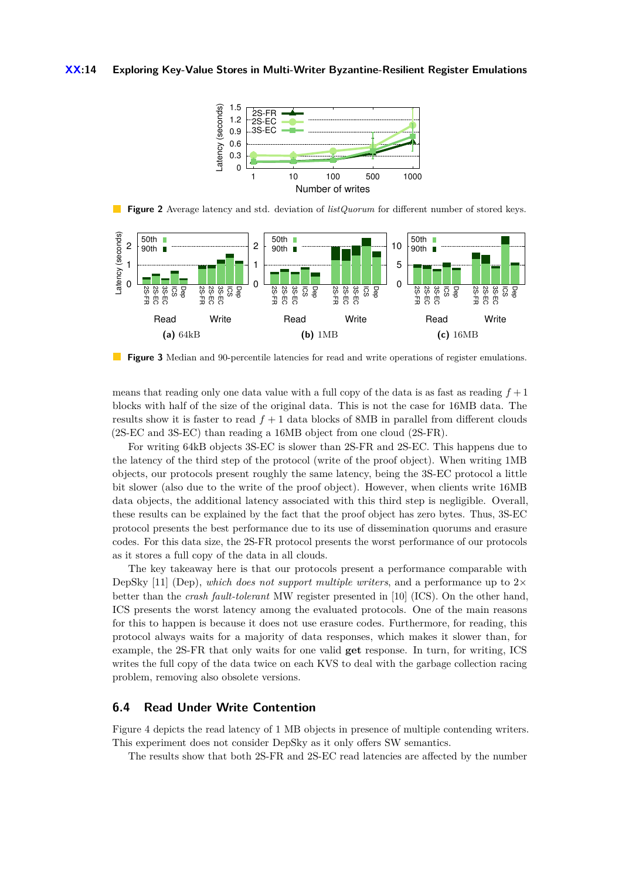**Figure 2** Average latency and std. deviation of *listQuorum* for different number of stored keys.

**Figure 3** Median and 90-percentile latencies for read and write operations of register emulations.

means that reading only one data value with a full copy of the data is as fast as reading $f + 1$ blocks with half of the size of the original data. This is not the case for 16MB data. The results show it is faster to read $f + 1$ data blocks of 8MB in parallel from different clouds (2S-EC and 3S-EC) than reading a 16MB object from one cloud (2S-FR).

For writing 64kB objects 3S-EC is slower than 2S-FR and 2S-EC. This happens due to the latency of the third step of the protocol (write of the proof object). When writing 1MB objects, our protocols present roughly the same latency, being the 3S-EC protocol a little bit slower (also due to the write of the proof object). However, when clients write 16MB data objects, the additional latency associated with this third step is negligible. Overall, these results can be explained by the fact that the proof object has zero bytes. Thus, 3S-EC protocol presents the best performance due to its use of dissemination quorums and erasure codes. For this data size, the 2S-FR protocol presents the worst performance of our protocols as it stores a full copy of the data in all clouds.

The key takeaway here is that our protocols present a performance comparable with DepSky [11] (Dep), *which does not support multiple writers*, and a performance up to $2\times$ better than the *crash fault-tolerant* MW register presented in [10] (ICS). On the other hand, ICS presents the worst latency among the evaluated protocols. One of the main reasons for this to happen is because it does not use erasure codes. Furthermore, for reading, this protocol always waits for a majority of data responses, which makes it slower than, for example, the 2S-FR that only waits for one valid **get** response. In turn, for writing, ICS writes the full copy of the data twice on each KVS to deal with the garbage collection racing problem, removing also obsolete versions.

## 6.4 Read Under Write Contention

Figure 4 depicts the read latency of 1 MB objects in presence of multiple contending writers. This experiment does not consider DepSky as it only offers SW semantics.

The results show that both 2S-FR and 2S-EC read latencies are affected by the number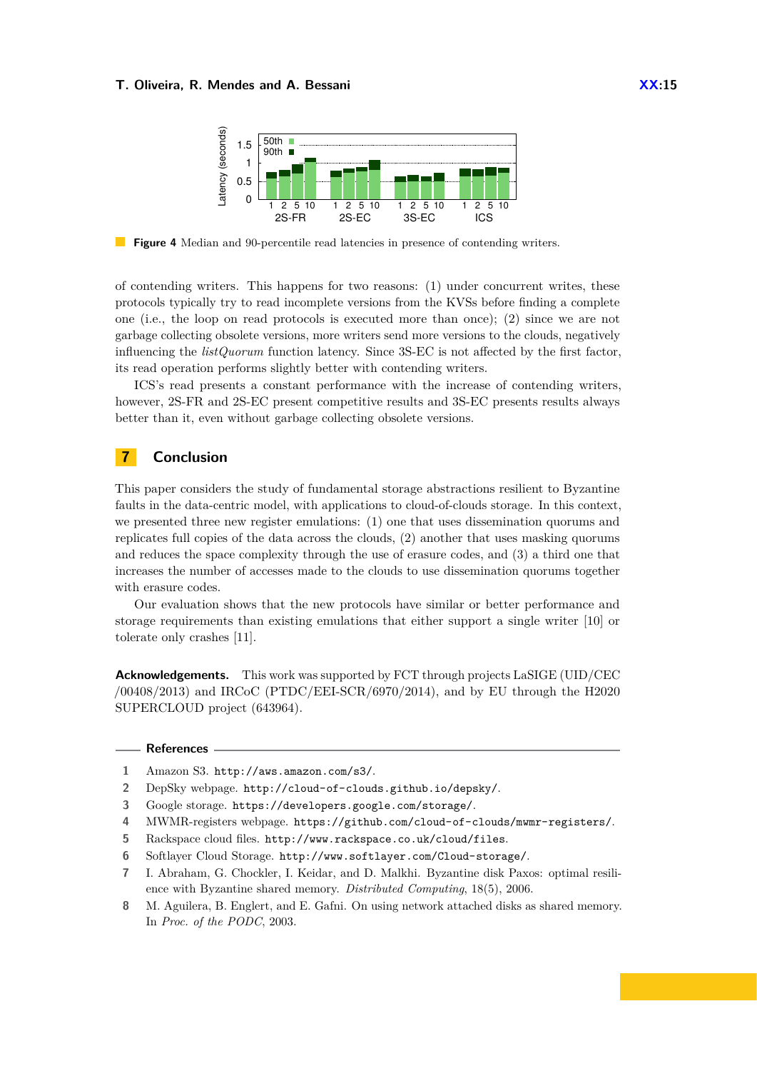Figure 4 Median and 90-percentile read latencies in presence of contending writers.

of contending writers. This happens for two reasons: (1) under concurrent writes, these protocols typically try to read incomplete versions from the KVSs before finding a complete one (i.e., the loop on read protocols is executed more than once); (2) since we are not garbage collecting obsolete versions, more writers send more versions to the clouds, negatively influencing the *listQuorum* function latency. Since 3S-EC is not affected by the first factor, its read operation performs slightly better with contending writers.

ICS's read presents a constant performance with the increase of contending writers, however, 2S-FR and 2S-EC present competitive results and 3S-EC presents results always better than it, even without garbage collecting obsolete versions.

## 7 Conclusion

This paper considers the study of fundamental storage abstractions resilient to Byzantine faults in the data-centric model, with applications to cloud-of-clouds storage. In this context, we presented three new register emulations: (1) one that uses dissemination quorums and replicates full copies of the data across the clouds, (2) another that uses masking quorums and reduces the space complexity through the use of erasure codes, and (3) a third one that increases the number of accesses made to the clouds to use dissemination quorums together with erasure codes.

Our evaluation shows that the new protocols have similar or better performance and storage requirements than existing emulations that either support a single writer [10] or tolerate only crashes [11].

**Acknowledgements.** This work was supported by FCT through projects LaSIGE (UID/CEC/00408/2013) and IRCoC (PTDC/EEI-SCR/6970/2014), and by EU through the H2020 SUPERCLOUD project (643964).

## References

1. Amazon S3. http://aws.amazon.com/s3/.
2. DepSky webpage. http://cloud-of-clouds.github.io/depsky/.
3. Google storage. https://developers.google.com/storage/.
4. MWMR-registers webpage. https://github.com/cloud-of-clouds/mwmr-registers/.
5. Rackspace cloud files. http://www.rackspace.co.uk/cloud/files.
6. Softlayer Cloud Storage. http://www.softlayer.com/Cloud-storage/.
7. I. Abraham, G. Chockler, I. Keidar, and D. Malkhi. Byzantine disk Paxos: optimal resilience with Byzantine shared memory. *Distributed Computing*, 18(5), 2006.
8. M. Aguilera, B. Englert, and E. Gafni. On using network attached disks as shared memory. In *Proc. of the PODC*, 2003.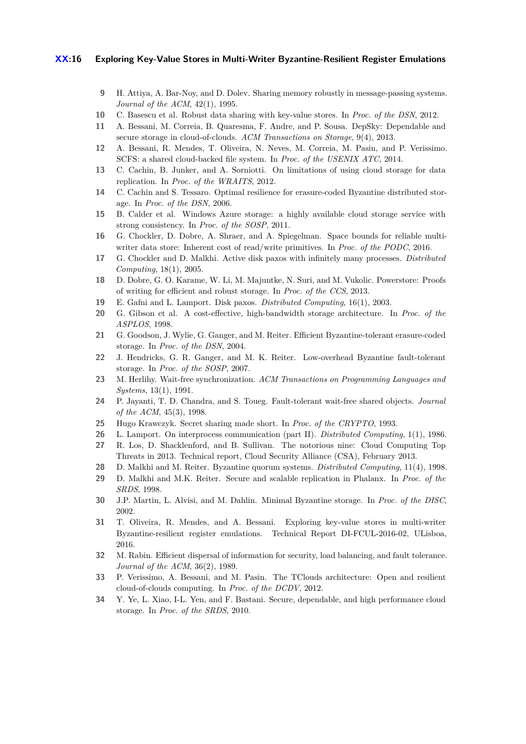9 H. Attiya, A. Bar-Noy, and D. Dolev. Sharing memory robustly in message-passing systems. *Journal of the ACM*, 42(1), 1995.

10 C. Basescu et al. Robust data sharing with key-value stores. In *Proc. of the DSN*, 2012.

11 A. Bessani, M. Correia, B. Quaresma, F. Andre, and P. Sousa. DepSky: Dependable and secure storage in cloud-of-clouds. *ACM Transactions on Storage*, 9(4), 2013.

12 A. Bessani, R. Mendes, T. Oliveira, N. Neves, M. Correia, M. Pasin, and P. Verissimo. SCFS: a shared cloud-backed file system. In *Proc. of the USENIX ATC*, 2014.

13 C. Cachin, B. Junker, and A. Sorniotti. On limitations of using cloud storage for data replication. In *Proc. of the WRAITS*, 2012.

14 C. Cachin and S. Tessaro. Optimal resilience for erasure-coded Byzantine distributed storage. In *Proc. of the DSN*, 2006.

15 B. Calder et al. Windows Azure storage: a highly available cloud storage service with strong consistency. In *Proc. of the SOSP*, 2011.

16 G. Chockler, D. Dobre, A. Shraer, and A. Spiegelman. Space bounds for reliable multi-writer data store: Inherent cost of read/write primitives. In *Proc. of the PODC*, 2016.

17 G. Chockler and D. Malkhi. Active disk paxos with infinitely many processes. *Distributed Computing*, 18(1), 2005.

18 D. Dobre, G. O. Karame, W. Li, M. Majuntke, N. Suri, and M. Vukolic. Powerstore: Proofs of writing for efficient and robust storage. In *Proc. of the CCS*, 2013.

19 E. Gafni and L. Lamport. Disk paxos. *Distributed Computing*, 16(1), 2003.

20 G. Gibson et al. A cost-effective, high-bandwidth storage architecture. In *Proc. of the ASPLOS*, 1998.

21 G. Goodson, J. Wylie, G. Ganger, and M. Reiter. Efficient Byzantine-tolerant erasure-coded storage. In *Proc. of the DSN*, 2004.

22 J. Hendricks, G. R. Ganger, and M. K. Reiter. Low-overhead Byzantine fault-tolerant storage. In *Proc. of the SOSP*, 2007.

23 M. Herlihy. Wait-free synchronization. *ACM Transactions on Programming Languages and Systems*, 13(1), 1991.

24 P. Jayanti, T. D. Chandra, and S. Toueg. Fault-tolerant wait-free shared objects. *Journal of the ACM*, 45(3), 1998.

25 Hugo Krawczyk. Secret sharing made short. In *Proc. of the CRYPTO*, 1993.

26 L. Lamport. On interprocess communication (part II). *Distributed Computing*, 1(1), 1986.

27 R. Los, D. Shacklenford, and B. Sullivan. The notorious nine: Cloud Computing Top Threats in 2013. Technical report, Cloud Security Alliance (CSA), February 2013.

28 D. Malkhi and M. Reiter. Byzantine quorum systems. *Distributed Computing*, 11(4), 1998.

29 D. Malkhi and M.K. Reiter. Secure and scalable replication in Phalanx. In *Proc. of the SRDS*, 1998.

30 J.P. Martin, L. Alvisi, and M. Dahlin. Minimal Byzantine storage. In *Proc. of the DISC*, 2002.

31 T. Oliveira, R. Mendes, and A. Bessani. Exploring key-value stores in multi-writer Byzantine-resilient register emulations. Technical Report DI-FCUL-2016-02, ULisboa, 2016.

32 M. Rabin. Efficient dispersal of information for security, load balancing, and fault tolerance. *Journal of the ACM*, 36(2), 1989.

33 P. Verissimo, A. Bessani, and M. Pasin. The TClouds architecture: Open and resilient cloud-of-clouds computing. In *Proc. of the DCDV*, 2012.

34 Y. Ye, L. Xiao, I-L. Yen, and F. Bastani. Secure, dependable, and high performance cloud storage. In *Proc. of the SRDS*, 2010.